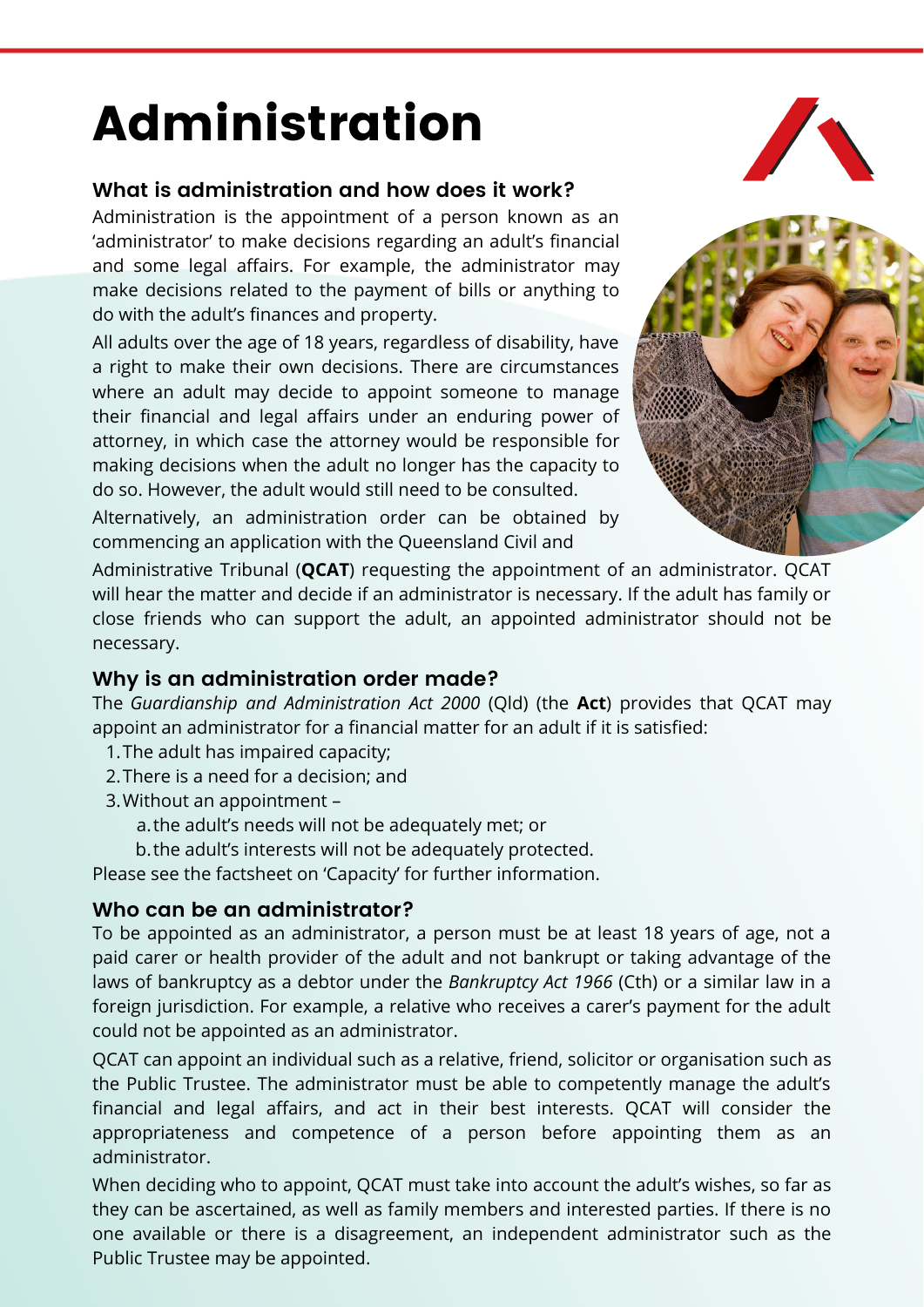# Administration

## What is administration and how does it work?

Administration is the appointment of a person known as an 'administrator' to make decisions regarding an adult's financial and some legal affairs. For example, the administrator may make decisions related to the payment of bills or anything to do with the adult's finances and property.

All adults over the age of 18 years, regardless of disability, have a right to make their own decisions. There are circumstances where an adult may decide to appoint someone to manage their financial and legal affairs under an enduring power of attorney, in which case the attorney would be responsible for making decisions when the adult no longer has the capacity to do so. However, the adult would still need to be consulted.

Alternatively, an administration order can be obtained by commencing an application with the Queensland Civil and Administrative Tribunal (**QCAT**) requesting the appointment of an administrator. QCAT will hear the matter and decide if an administrator is necessary. If the adult has family or close friends who can support the adult, an appointed administrator should not be necessary.

## Why is an administration order made?

The *Guardianship and Administration Act 2000* (Qld) (the **Act**) provides that QCAT may appoint an administrator for a financial matter for an adult if it is satisfied:

1. The adult has impaired capacity;
2. There is a need for a decision; and
3. Without an appointment –
   a. the adult's needs will not be adequately met; or
   b. the adult's interests will not be adequately protected.

Please see the factsheet on 'Capacity' for further information.

## Who can be an administrator?

To be appointed as an administrator, a person must be at least 18 years of age, not a paid carer or health provider of the adult and not bankrupt or taking advantage of the laws of bankruptcy as a debtor under the *Bankruptcy Act 1966* (Cth) or a similar law in a foreign jurisdiction. For example, a relative who receives a carer's payment for the adult could not be appointed as an administrator.

QCAT can appoint an individual such as a relative, friend, solicitor or organisation such as the Public Trustee. The administrator must be able to competently manage the adult's financial and legal affairs, and act in their best interests. QCAT will consider the appropriateness and competence of a person before appointing them as an administrator.

When deciding who to appoint, QCAT must take into account the adult's wishes, so far as they can be ascertained, as well as family members and interested parties. If there is no one available or there is a disagreement, an independent administrator such as the Public Trustee may be appointed.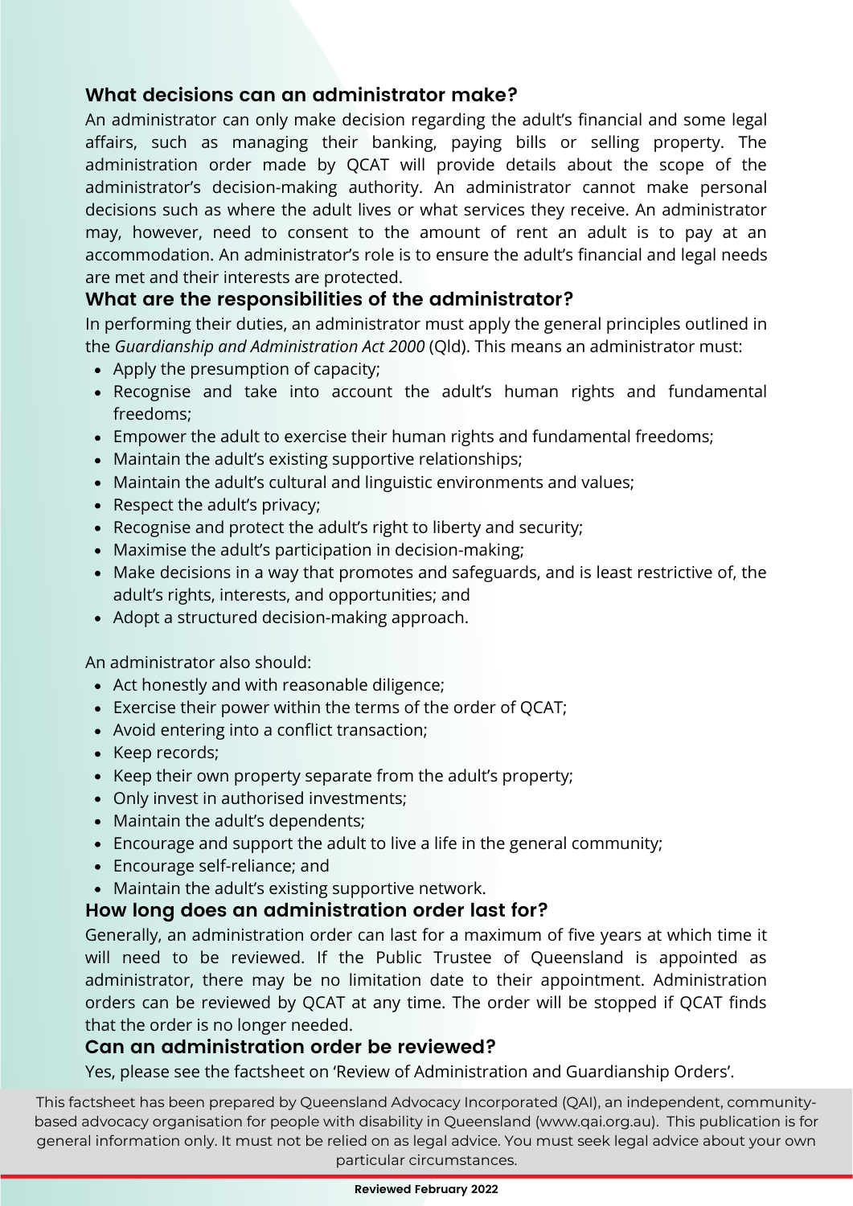### What decisions can an administrator make?

An administrator can only make decision regarding the adult's financial and some legal affairs, such as managing their banking, paying bills or selling property. The administration order made by QCAT will provide details about the scope of the administrator's decision-making authority. An administrator cannot make personal decisions such as where the adult lives or what services they receive. An administrator may, however, need to consent to the amount of rent an adult is to pay at an accommodation. An administrator's role is to ensure the adult's financial and legal needs are met and their interests are protected.

### What are the responsibilities of the administrator?

In performing their duties, an administrator must apply the general principles outlined in the *Guardianship and Administration Act 2000* (Qld). This means an administrator must:

- Apply the presumption of capacity;
- Recognise and take into account the adult's human rights and fundamental freedoms;
- Empower the adult to exercise their human rights and fundamental freedoms;
- Maintain the adult's existing supportive relationships;
- Maintain the adult's cultural and linguistic environments and values;
- Respect the adult's privacy;
- Recognise and protect the adult's right to liberty and security;
- Maximise the adult's participation in decision-making;
- Make decisions in a way that promotes and safeguards, and is least restrictive of, the adult's rights, interests, and opportunities; and
- Adopt a structured decision-making approach.

An administrator also should:

- Act honestly and with reasonable diligence;
- Exercise their power within the terms of the order of QCAT;
- Avoid entering into a conflict transaction;
- Keep records;
- Keep their own property separate from the adult's property;
- Only invest in authorised investments;
- Maintain the adult's dependents;
- Encourage and support the adult to live a life in the general community;
- Encourage self-reliance; and
- Maintain the adult's existing supportive network.

### How long does an administration order last for?

Generally, an administration order can last for a maximum of five years at which time it will need to be reviewed. If the Public Trustee of Queensland is appointed as administrator, there may be no limitation date to their appointment. Administration orders can be reviewed by QCAT at any time. The order will be stopped if QCAT finds that the order is no longer needed.

### Can an administration order be reviewed?

Yes, please see the factsheet on 'Review of Administration and Guardianship Orders'.

This factsheet has been prepared by Queensland Advocacy Incorporated (QAI), an independent, community-based advocacy organisation for people with disability in Queensland (www.qai.org.au). This publication is for general information only. It must not be relied on as legal advice. You must seek legal advice about your own particular circumstances.

**Reviewed February 2022**